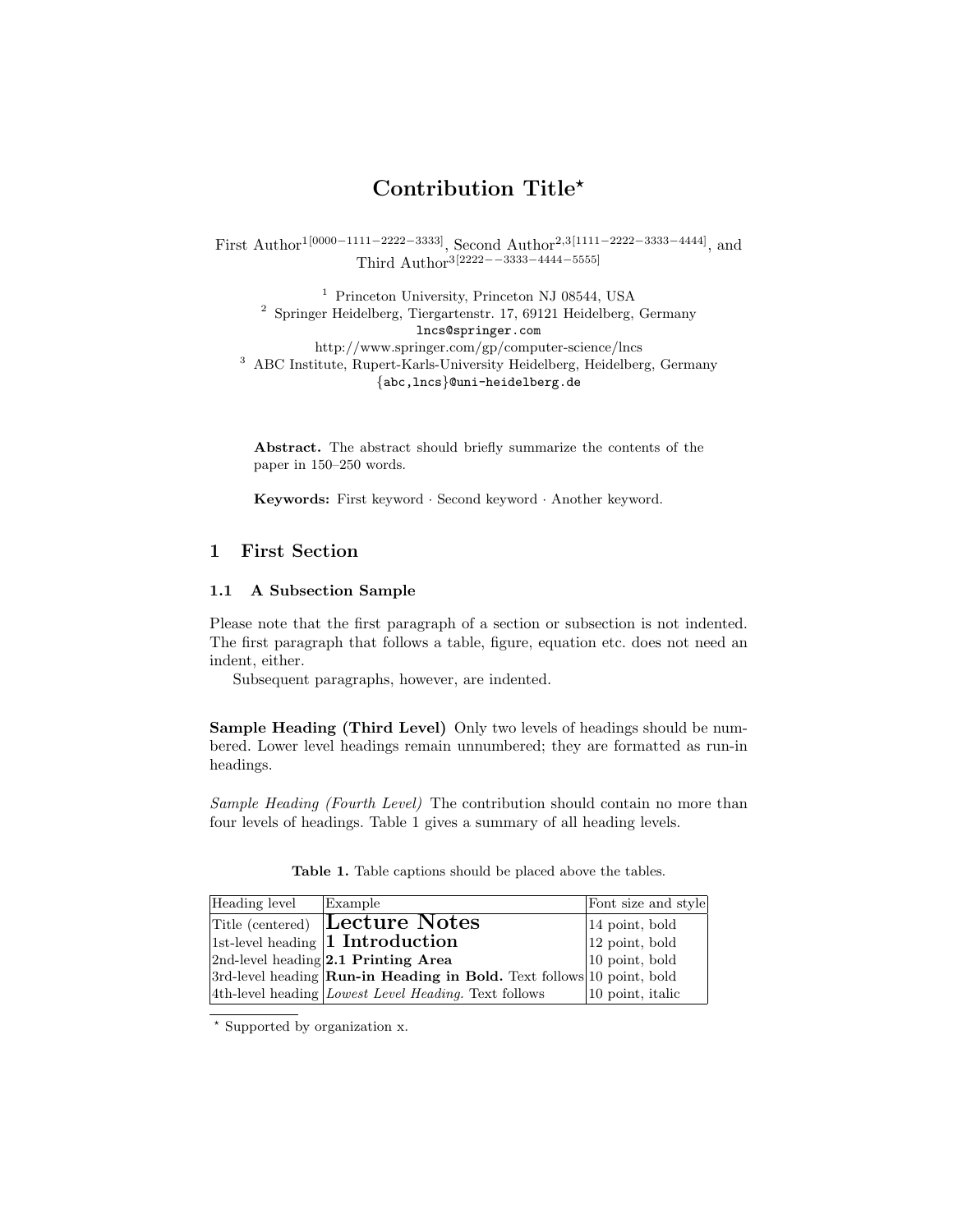# Contribution Title[*]

First Author[1[0000–1111–2222–3333]], Second Author[2,3[1111–2222–3333–4444]], and Third Author[3[2222––3333–4444–5555]]

[1] Princeton University, Princeton NJ 08544, USA
[2] Springer Heidelberg, Tiergartenstr. 17, 69121 Heidelberg, Germany
lncs@springer.com
http://www.springer.com/gp/computer-science/lncs
[3] ABC Institute, Rupert-Karls-University Heidelberg, Heidelberg, Germany
{abc,lncs}@uni-heidelberg.de

**Abstract.** The abstract should briefly summarize the contents of the paper in 150–250 words.

**Keywords:** First keyword · Second keyword · Another keyword.

## 1 First Section

### 1.1 A Subsection Sample

Please note that the first paragraph of a section or subsection is not indented. The first paragraph that follows a table, figure, equation etc. does not need an indent, either.

Subsequent paragraphs, however, are indented.

**Sample Heading (Third Level)** Only two levels of headings should be numbered. Lower level headings remain unnumbered; they are formatted as run-in headings.

*Sample Heading (Fourth Level)* The contribution should contain no more than four levels of headings. Table 1 gives a summary of all heading levels.

**Table 1.** Table captions should be placed above the tables.

| Heading level | Example | Font size and style |
|---|---|---|
| Title (centered) | **Lecture Notes** | 14 point, bold |
| 1st-level heading | **1 Introduction** | 12 point, bold |
| 2nd-level heading | **2.1 Printing Area** | 10 point, bold |
| 3rd-level heading | **Run-in Heading in Bold.** Text follows | 10 point, bold |
| 4th-level heading | *Lowest Level Heading.* Text follows | 10 point, italic |

[*] Supported by organization x.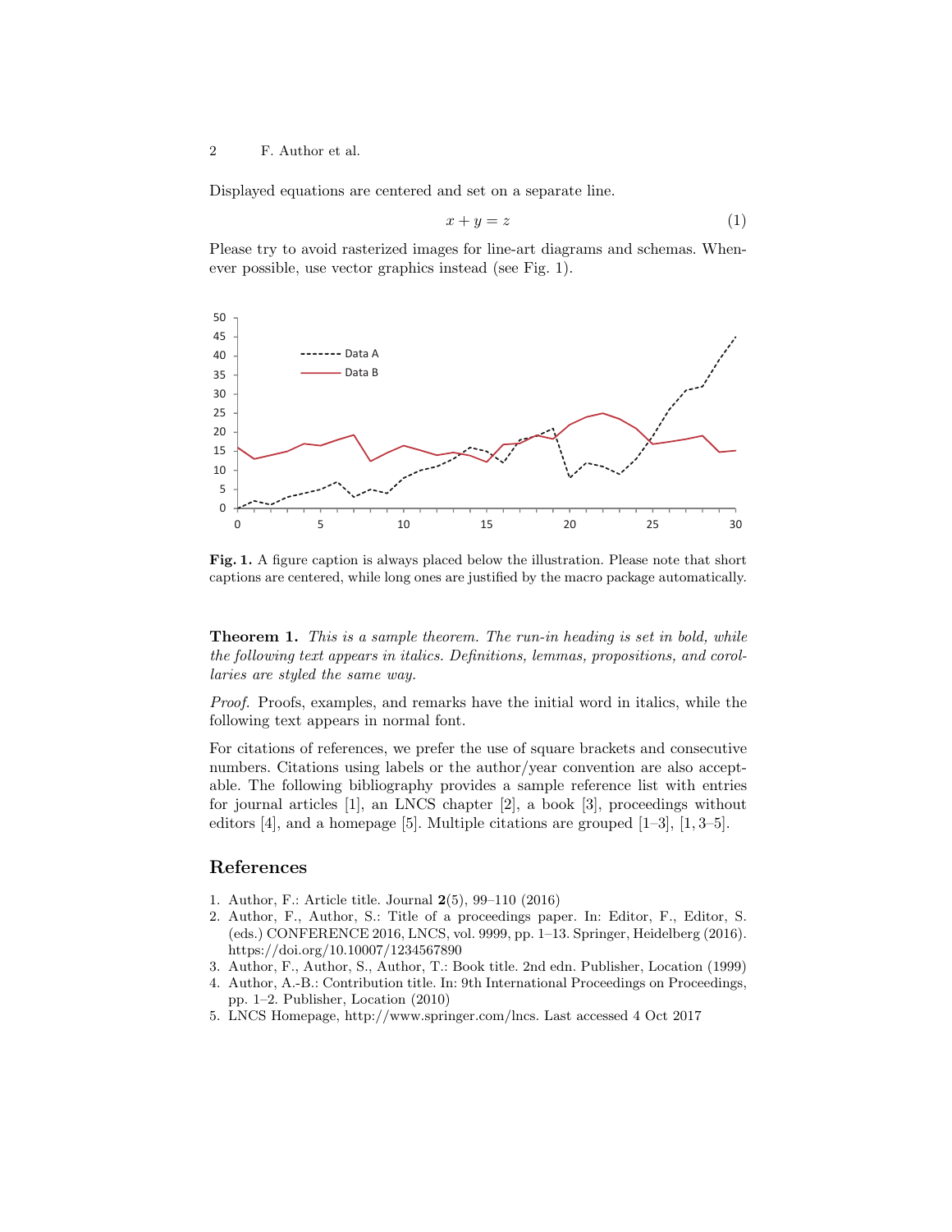Displayed equations are centered and set on a separate line.

$$x + y = z \tag{1}$$

Please try to avoid rasterized images for line-art diagrams and schemas. Whenever possible, use vector graphics instead (see Fig. 1).

50
45
40
35
30
25
20
15
10
5
0

Data A
Data B

0 5 10 15 20 25 30

**Fig. 1.** A figure caption is always placed below the illustration. Please note that short captions are centered, while long ones are justified by the macro package automatically.

**Theorem 1.** *This is a sample theorem. The run-in heading is set in bold, while the following text appears in italics. Definitions, lemmas, propositions, and corollaries are styled the same way.*

*Proof.* Proofs, examples, and remarks have the initial word in italics, while the following text appears in normal font.

For citations of references, we prefer the use of square brackets and consecutive numbers. Citations using labels or the author/year convention are also acceptable. The following bibliography provides a sample reference list with entries for journal articles [1], an LNCS chapter [2], a book [3], proceedings without editors [4], and a homepage [5]. Multiple citations are grouped [1–3], [1, 3–5].

## References

1. Author, F.: Article title. Journal **2**(5), 99–110 (2016)
2. Author, F., Author, S.: Title of a proceedings paper. In: Editor, F., Editor, S. (eds.) CONFERENCE 2016, LNCS, vol. 9999, pp. 1–13. Springer, Heidelberg (2016). https://doi.org/10.10007/1234567890
3. Author, F., Author, S., Author, T.: Book title. 2nd edn. Publisher, Location (1999)
4. Author, A.-B.: Contribution title. In: 9th International Proceedings on Proceedings, pp. 1–2. Publisher, Location (2010)
5. LNCS Homepage, http://www.springer.com/lncs. Last accessed 4 Oct 2017